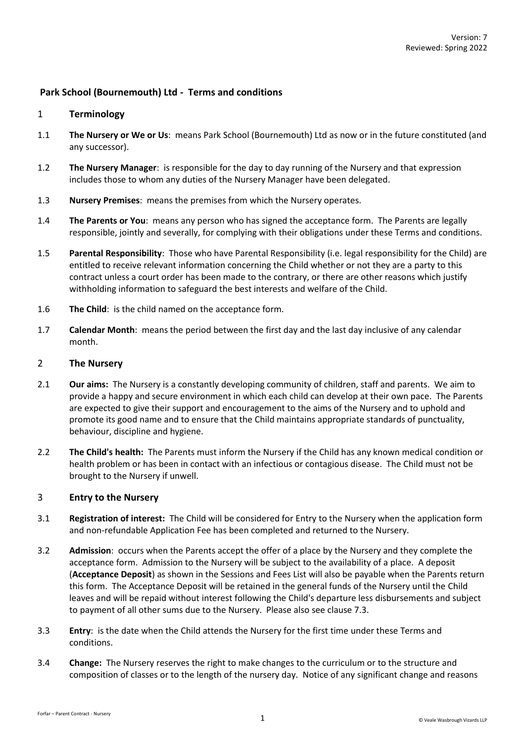Version: 7
Reviewed: Spring 2022

## Park School (Bournemouth) Ltd - Terms and conditions

### 1 Terminology

1.1 **The Nursery or We or Us**: means Park School (Bournemouth) Ltd as now or in the future constituted (and any successor).

1.2 **The Nursery Manager**: is responsible for the day to day running of the Nursery and that expression includes those to whom any duties of the Nursery Manager have been delegated.

1.3 **Nursery Premises**: means the premises from which the Nursery operates.

1.4 **The Parents or You**: means any person who has signed the acceptance form. The Parents are legally responsible, jointly and severally, for complying with their obligations under these Terms and conditions.

1.5 **Parental Responsibility**: Those who have Parental Responsibility (i.e. legal responsibility for the Child) are entitled to receive relevant information concerning the Child whether or not they are a party to this contract unless a court order has been made to the contrary, or there are other reasons which justify withholding information to safeguard the best interests and welfare of the Child.

1.6 **The Child**: is the child named on the acceptance form.

1.7 **Calendar Month**: means the period between the first day and the last day inclusive of any calendar month.

### 2 The Nursery

2.1 **Our aims:** The Nursery is a constantly developing community of children, staff and parents. We aim to provide a happy and secure environment in which each child can develop at their own pace. The Parents are expected to give their support and encouragement to the aims of the Nursery and to uphold and promote its good name and to ensure that the Child maintains appropriate standards of punctuality, behaviour, discipline and hygiene.

2.2 **The Child's health:** The Parents must inform the Nursery if the Child has any known medical condition or health problem or has been in contact with an infectious or contagious disease. The Child must not be brought to the Nursery if unwell.

### 3 Entry to the Nursery

3.1 **Registration of interest:** The Child will be considered for Entry to the Nursery when the application form and non-refundable Application Fee has been completed and returned to the Nursery.

3.2 **Admission**: occurs when the Parents accept the offer of a place by the Nursery and they complete the acceptance form. Admission to the Nursery will be subject to the availability of a place. A deposit (**Acceptance Deposit**) as shown in the Sessions and Fees List will also be payable when the Parents return this form. The Acceptance Deposit will be retained in the general funds of the Nursery until the Child leaves and will be repaid without interest following the Child's departure less disbursements and subject to payment of all other sums due to the Nursery. Please also see clause 7.3.

3.3 **Entry**: is the date when the Child attends the Nursery for the first time under these Terms and conditions.

3.4 **Change:** The Nursery reserves the right to make changes to the curriculum or to the structure and composition of classes or to the length of the nursery day. Notice of any significant change and reasons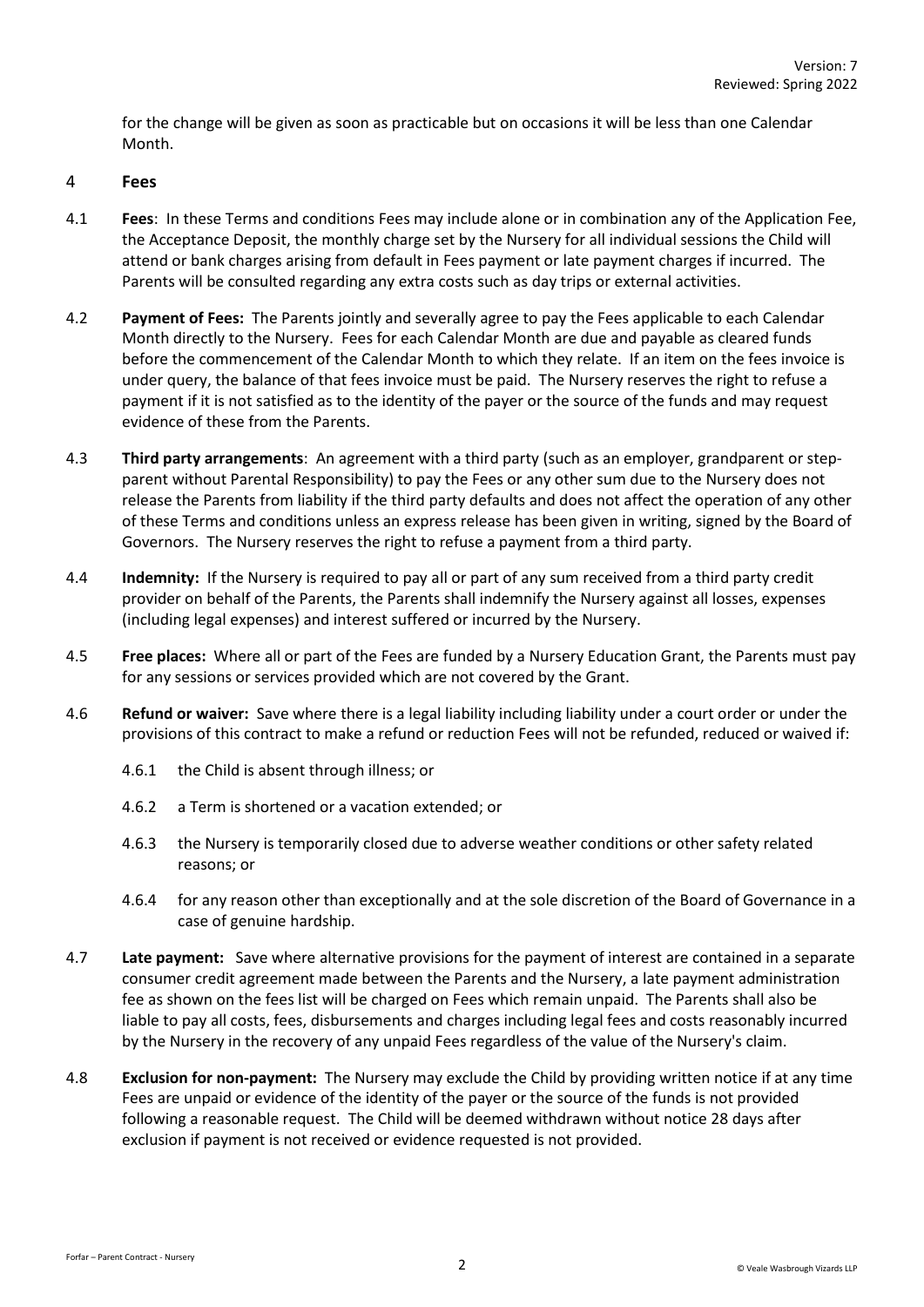for the change will be given as soon as practicable but on occasions it will be less than one Calendar Month.

## 4 Fees

4.1 **Fees**: In these Terms and conditions Fees may include alone or in combination any of the Application Fee, the Acceptance Deposit, the monthly charge set by the Nursery for all individual sessions the Child will attend or bank charges arising from default in Fees payment or late payment charges if incurred. The Parents will be consulted regarding any extra costs such as day trips or external activities.

4.2 **Payment of Fees:** The Parents jointly and severally agree to pay the Fees applicable to each Calendar Month directly to the Nursery. Fees for each Calendar Month are due and payable as cleared funds before the commencement of the Calendar Month to which they relate. If an item on the fees invoice is under query, the balance of that fees invoice must be paid. The Nursery reserves the right to refuse a payment if it is not satisfied as to the identity of the payer or the source of the funds and may request evidence of these from the Parents.

4.3 **Third party arrangements**: An agreement with a third party (such as an employer, grandparent or step-parent without Parental Responsibility) to pay the Fees or any other sum due to the Nursery does not release the Parents from liability if the third party defaults and does not affect the operation of any other of these Terms and conditions unless an express release has been given in writing, signed by the Board of Governors. The Nursery reserves the right to refuse a payment from a third party.

4.4 **Indemnity:** If the Nursery is required to pay all or part of any sum received from a third party credit provider on behalf of the Parents, the Parents shall indemnify the Nursery against all losses, expenses (including legal expenses) and interest suffered or incurred by the Nursery.

4.5 **Free places:** Where all or part of the Fees are funded by a Nursery Education Grant, the Parents must pay for any sessions or services provided which are not covered by the Grant.

4.6 **Refund or waiver:** Save where there is a legal liability including liability under a court order or under the provisions of this contract to make a refund or reduction Fees will not be refunded, reduced or waived if:

4.6.1 the Child is absent through illness; or

4.6.2 a Term is shortened or a vacation extended; or

4.6.3 the Nursery is temporarily closed due to adverse weather conditions or other safety related reasons; or

4.6.4 for any reason other than exceptionally and at the sole discretion of the Board of Governance in a case of genuine hardship.

4.7 **Late payment:** Save where alternative provisions for the payment of interest are contained in a separate consumer credit agreement made between the Parents and the Nursery, a late payment administration fee as shown on the fees list will be charged on Fees which remain unpaid. The Parents shall also be liable to pay all costs, fees, disbursements and charges including legal fees and costs reasonably incurred by the Nursery in the recovery of any unpaid Fees regardless of the value of the Nursery's claim.

4.8 **Exclusion for non-payment:** The Nursery may exclude the Child by providing written notice if at any time Fees are unpaid or evidence of the identity of the payer or the source of the funds is not provided following a reasonable request. The Child will be deemed withdrawn without notice 28 days after exclusion if payment is not received or evidence requested is not provided.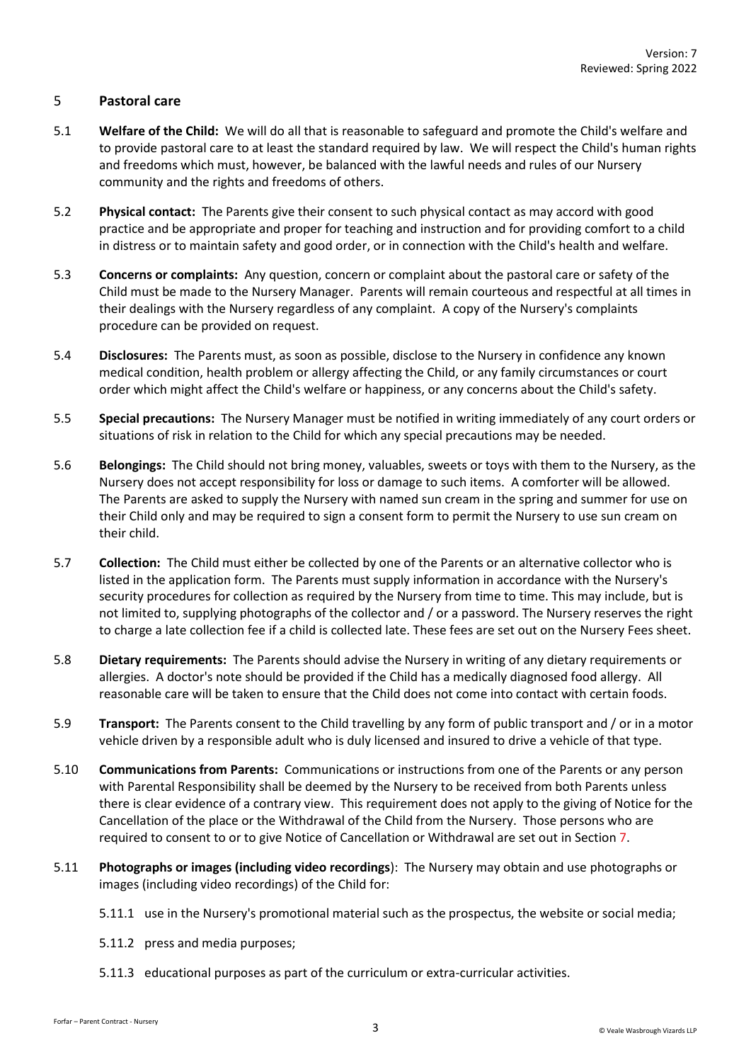## 5 Pastoral care

5.1 **Welfare of the Child:** We will do all that is reasonable to safeguard and promote the Child's welfare and to provide pastoral care to at least the standard required by law. We will respect the Child's human rights and freedoms which must, however, be balanced with the lawful needs and rules of our Nursery community and the rights and freedoms of others.

5.2 **Physical contact:** The Parents give their consent to such physical contact as may accord with good practice and be appropriate and proper for teaching and instruction and for providing comfort to a child in distress or to maintain safety and good order, or in connection with the Child's health and welfare.

5.3 **Concerns or complaints:** Any question, concern or complaint about the pastoral care or safety of the Child must be made to the Nursery Manager. Parents will remain courteous and respectful at all times in their dealings with the Nursery regardless of any complaint. A copy of the Nursery's complaints procedure can be provided on request.

5.4 **Disclosures:** The Parents must, as soon as possible, disclose to the Nursery in confidence any known medical condition, health problem or allergy affecting the Child, or any family circumstances or court order which might affect the Child's welfare or happiness, or any concerns about the Child's safety.

5.5 **Special precautions:** The Nursery Manager must be notified in writing immediately of any court orders or situations of risk in relation to the Child for which any special precautions may be needed.

5.6 **Belongings:** The Child should not bring money, valuables, sweets or toys with them to the Nursery, as the Nursery does not accept responsibility for loss or damage to such items. A comforter will be allowed. The Parents are asked to supply the Nursery with named sun cream in the spring and summer for use on their Child only and may be required to sign a consent form to permit the Nursery to use sun cream on their child.

5.7 **Collection:** The Child must either be collected by one of the Parents or an alternative collector who is listed in the application form. The Parents must supply information in accordance with the Nursery's security procedures for collection as required by the Nursery from time to time. This may include, but is not limited to, supplying photographs of the collector and / or a password. The Nursery reserves the right to charge a late collection fee if a child is collected late. These fees are set out on the Nursery Fees sheet.

5.8 **Dietary requirements:** The Parents should advise the Nursery in writing of any dietary requirements or allergies. A doctor's note should be provided if the Child has a medically diagnosed food allergy. All reasonable care will be taken to ensure that the Child does not come into contact with certain foods.

5.9 **Transport:** The Parents consent to the Child travelling by any form of public transport and / or in a motor vehicle driven by a responsible adult who is duly licensed and insured to drive a vehicle of that type.

5.10 **Communications from Parents:** Communications or instructions from one of the Parents or any person with Parental Responsibility shall be deemed by the Nursery to be received from both Parents unless there is clear evidence of a contrary view. This requirement does not apply to the giving of Notice for the Cancellation of the place or the Withdrawal of the Child from the Nursery. Those persons who are required to consent to or to give Notice of Cancellation or Withdrawal are set out in Section 7.

5.11 **Photographs or images (including video recordings)**: The Nursery may obtain and use photographs or images (including video recordings) of the Child for:

5.11.1 use in the Nursery's promotional material such as the prospectus, the website or social media;

5.11.2 press and media purposes;

5.11.3 educational purposes as part of the curriculum or extra-curricular activities.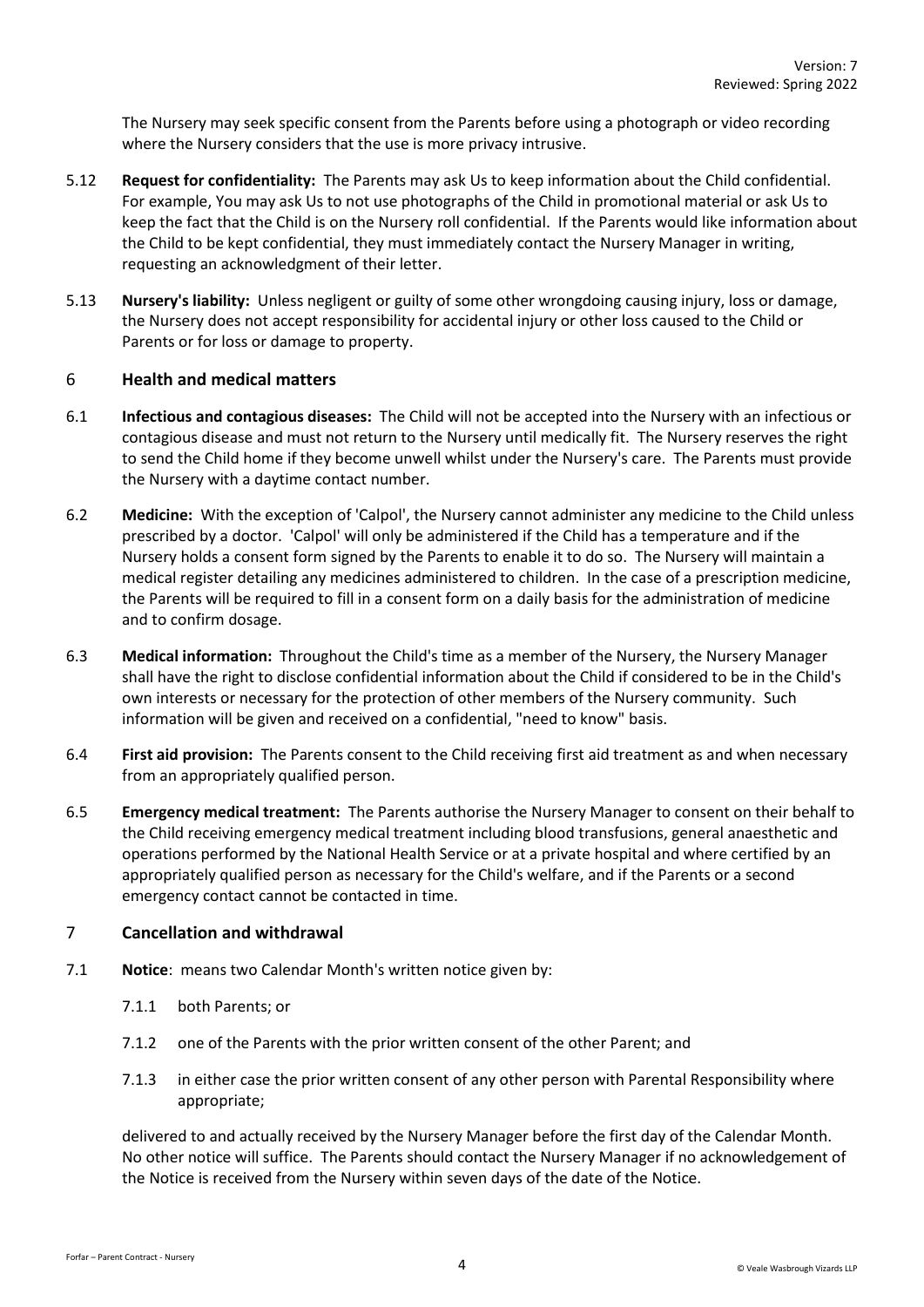The Nursery may seek specific consent from the Parents before using a photograph or video recording where the Nursery considers that the use is more privacy intrusive.

5.12 **Request for confidentiality:** The Parents may ask Us to keep information about the Child confidential. For example, You may ask Us to not use photographs of the Child in promotional material or ask Us to keep the fact that the Child is on the Nursery roll confidential. If the Parents would like information about the Child to be kept confidential, they must immediately contact the Nursery Manager in writing, requesting an acknowledgment of their letter.

5.13 **Nursery's liability:** Unless negligent or guilty of some other wrongdoing causing injury, loss or damage, the Nursery does not accept responsibility for accidental injury or other loss caused to the Child or Parents or for loss or damage to property.

## 6 Health and medical matters

6.1 **Infectious and contagious diseases:** The Child will not be accepted into the Nursery with an infectious or contagious disease and must not return to the Nursery until medically fit. The Nursery reserves the right to send the Child home if they become unwell whilst under the Nursery's care. The Parents must provide the Nursery with a daytime contact number.

6.2 **Medicine:** With the exception of 'Calpol', the Nursery cannot administer any medicine to the Child unless prescribed by a doctor. 'Calpol' will only be administered if the Child has a temperature and if the Nursery holds a consent form signed by the Parents to enable it to do so. The Nursery will maintain a medical register detailing any medicines administered to children. In the case of a prescription medicine, the Parents will be required to fill in a consent form on a daily basis for the administration of medicine and to confirm dosage.

6.3 **Medical information:** Throughout the Child's time as a member of the Nursery, the Nursery Manager shall have the right to disclose confidential information about the Child if considered to be in the Child's own interests or necessary for the protection of other members of the Nursery community. Such information will be given and received on a confidential, "need to know" basis.

6.4 **First aid provision:** The Parents consent to the Child receiving first aid treatment as and when necessary from an appropriately qualified person.

6.5 **Emergency medical treatment:** The Parents authorise the Nursery Manager to consent on their behalf to the Child receiving emergency medical treatment including blood transfusions, general anaesthetic and operations performed by the National Health Service or at a private hospital and where certified by an appropriately qualified person as necessary for the Child's welfare, and if the Parents or a second emergency contact cannot be contacted in time.

## 7 Cancellation and withdrawal

7.1 **Notice**: means two Calendar Month's written notice given by:

7.1.1 both Parents; or

7.1.2 one of the Parents with the prior written consent of the other Parent; and

7.1.3 in either case the prior written consent of any other person with Parental Responsibility where appropriate;

delivered to and actually received by the Nursery Manager before the first day of the Calendar Month. No other notice will suffice. The Parents should contact the Nursery Manager if no acknowledgement of the Notice is received from the Nursery within seven days of the date of the Notice.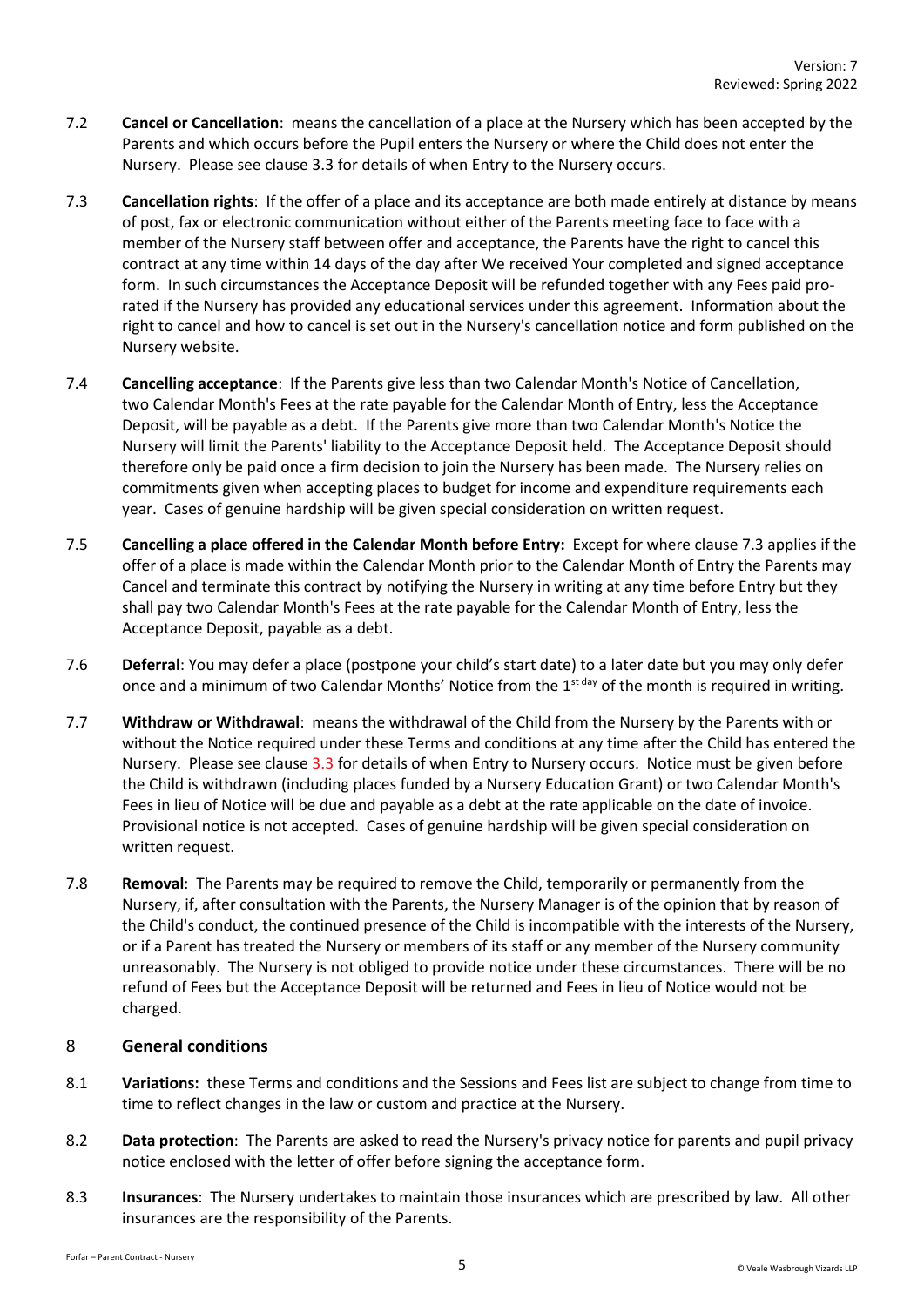7.2 **Cancel or Cancellation**: means the cancellation of a place at the Nursery which has been accepted by the Parents and which occurs before the Pupil enters the Nursery or where the Child does not enter the Nursery. Please see clause 3.3 for details of when Entry to the Nursery occurs.

7.3 **Cancellation rights**: If the offer of a place and its acceptance are both made entirely at distance by means of post, fax or electronic communication without either of the Parents meeting face to face with a member of the Nursery staff between offer and acceptance, the Parents have the right to cancel this contract at any time within 14 days of the day after We received Your completed and signed acceptance form. In such circumstances the Acceptance Deposit will be refunded together with any Fees paid pro-rated if the Nursery has provided any educational services under this agreement. Information about the right to cancel and how to cancel is set out in the Nursery's cancellation notice and form published on the Nursery website.

7.4 **Cancelling acceptance**: If the Parents give less than two Calendar Month's Notice of Cancellation, two Calendar Month's Fees at the rate payable for the Calendar Month of Entry, less the Acceptance Deposit, will be payable as a debt. If the Parents give more than two Calendar Month's Notice the Nursery will limit the Parents' liability to the Acceptance Deposit held. The Acceptance Deposit should therefore only be paid once a firm decision to join the Nursery has been made. The Nursery relies on commitments given when accepting places to budget for income and expenditure requirements each year. Cases of genuine hardship will be given special consideration on written request.

7.5 **Cancelling a place offered in the Calendar Month before Entry:** Except for where clause 7.3 applies if the offer of a place is made within the Calendar Month prior to the Calendar Month of Entry the Parents may Cancel and terminate this contract by notifying the Nursery in writing at any time before Entry but they shall pay two Calendar Month's Fees at the rate payable for the Calendar Month of Entry, less the Acceptance Deposit, payable as a debt.

7.6 **Deferral**: You may defer a place (postpone your child's start date) to a later date but you may only defer once and a minimum of two Calendar Months' Notice from the 1st day of the month is required in writing.

7.7 **Withdraw or Withdrawal**: means the withdrawal of the Child from the Nursery by the Parents with or without the Notice required under these Terms and conditions at any time after the Child has entered the Nursery. Please see clause 3.3 for details of when Entry to Nursery occurs. Notice must be given before the Child is withdrawn (including places funded by a Nursery Education Grant) or two Calendar Month's Fees in lieu of Notice will be due and payable as a debt at the rate applicable on the date of invoice. Provisional notice is not accepted. Cases of genuine hardship will be given special consideration on written request.

7.8 **Removal**: The Parents may be required to remove the Child, temporarily or permanently from the Nursery, if, after consultation with the Parents, the Nursery Manager is of the opinion that by reason of the Child's conduct, the continued presence of the Child is incompatible with the interests of the Nursery, or if a Parent has treated the Nursery or members of its staff or any member of the Nursery community unreasonably. The Nursery is not obliged to provide notice under these circumstances. There will be no refund of Fees but the Acceptance Deposit will be returned and Fees in lieu of Notice would not be charged.

## 8 General conditions

8.1 **Variations:** these Terms and conditions and the Sessions and Fees list are subject to change from time to time to reflect changes in the law or custom and practice at the Nursery.

8.2 **Data protection**: The Parents are asked to read the Nursery's privacy notice for parents and pupil privacy notice enclosed with the letter of offer before signing the acceptance form.

8.3 **Insurances**: The Nursery undertakes to maintain those insurances which are prescribed by law. All other insurances are the responsibility of the Parents.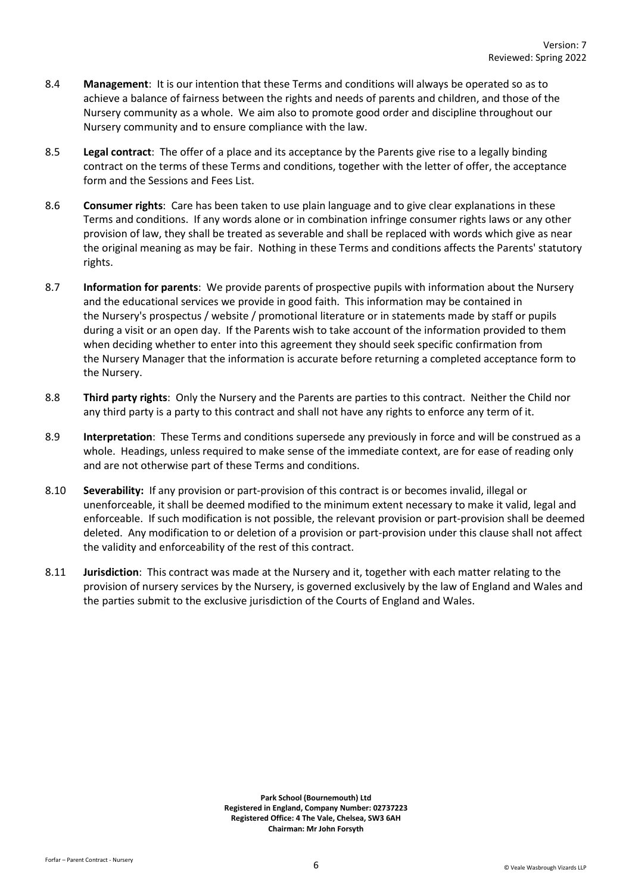8.4 **Management**: It is our intention that these Terms and conditions will always be operated so as to achieve a balance of fairness between the rights and needs of parents and children, and those of the Nursery community as a whole. We aim also to promote good order and discipline throughout our Nursery community and to ensure compliance with the law.

8.5 **Legal contract**: The offer of a place and its acceptance by the Parents give rise to a legally binding contract on the terms of these Terms and conditions, together with the letter of offer, the acceptance form and the Sessions and Fees List.

8.6 **Consumer rights**: Care has been taken to use plain language and to give clear explanations in these Terms and conditions. If any words alone or in combination infringe consumer rights laws or any other provision of law, they shall be treated as severable and shall be replaced with words which give as near the original meaning as may be fair. Nothing in these Terms and conditions affects the Parents' statutory rights.

8.7 **Information for parents**: We provide parents of prospective pupils with information about the Nursery and the educational services we provide in good faith. This information may be contained in the Nursery's prospectus / website / promotional literature or in statements made by staff or pupils during a visit or an open day. If the Parents wish to take account of the information provided to them when deciding whether to enter into this agreement they should seek specific confirmation from the Nursery Manager that the information is accurate before returning a completed acceptance form to the Nursery.

8.8 **Third party rights**: Only the Nursery and the Parents are parties to this contract. Neither the Child nor any third party is a party to this contract and shall not have any rights to enforce any term of it.

8.9 **Interpretation**: These Terms and conditions supersede any previously in force and will be construed as a whole. Headings, unless required to make sense of the immediate context, are for ease of reading only and are not otherwise part of these Terms and conditions.

8.10 **Severability:** If any provision or part-provision of this contract is or becomes invalid, illegal or unenforceable, it shall be deemed modified to the minimum extent necessary to make it valid, legal and enforceable. If such modification is not possible, the relevant provision or part-provision shall be deemed deleted. Any modification to or deletion of a provision or part-provision under this clause shall not affect the validity and enforceability of the rest of this contract.

8.11 **Jurisdiction**: This contract was made at the Nursery and it, together with each matter relating to the provision of nursery services by the Nursery, is governed exclusively by the law of England and Wales and the parties submit to the exclusive jurisdiction of the Courts of England and Wales.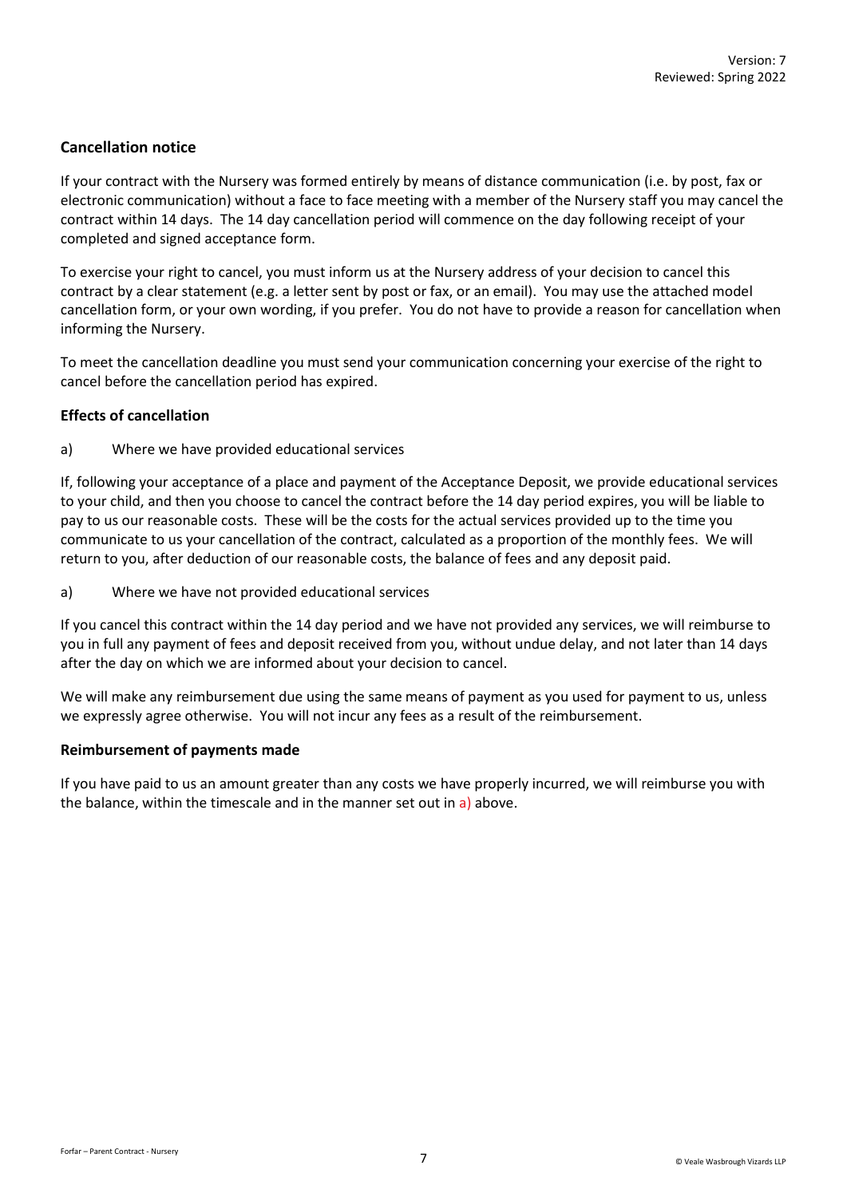### Cancellation notice

If your contract with the Nursery was formed entirely by means of distance communication (i.e. by post, fax or electronic communication) without a face to face meeting with a member of the Nursery staff you may cancel the contract within 14 days. The 14 day cancellation period will commence on the day following receipt of your completed and signed acceptance form.

To exercise your right to cancel, you must inform us at the Nursery address of your decision to cancel this contract by a clear statement (e.g. a letter sent by post or fax, or an email). You may use the attached model cancellation form, or your own wording, if you prefer. You do not have to provide a reason for cancellation when informing the Nursery.

To meet the cancellation deadline you must send your communication concerning your exercise of the right to cancel before the cancellation period has expired.

### Effects of cancellation

a) Where we have provided educational services

If, following your acceptance of a place and payment of the Acceptance Deposit, we provide educational services to your child, and then you choose to cancel the contract before the 14 day period expires, you will be liable to pay to us our reasonable costs. These will be the costs for the actual services provided up to the time you communicate to us your cancellation of the contract, calculated as a proportion of the monthly fees. We will return to you, after deduction of our reasonable costs, the balance of fees and any deposit paid.

a) Where we have not provided educational services

If you cancel this contract within the 14 day period and we have not provided any services, we will reimburse to you in full any payment of fees and deposit received from you, without undue delay, and not later than 14 days after the day on which we are informed about your decision to cancel.

We will make any reimbursement due using the same means of payment as you used for payment to us, unless we expressly agree otherwise. You will not incur any fees as a result of the reimbursement.

### Reimbursement of payments made

If you have paid to us an amount greater than any costs we have properly incurred, we will reimburse you with the balance, within the timescale and in the manner set out in a) above.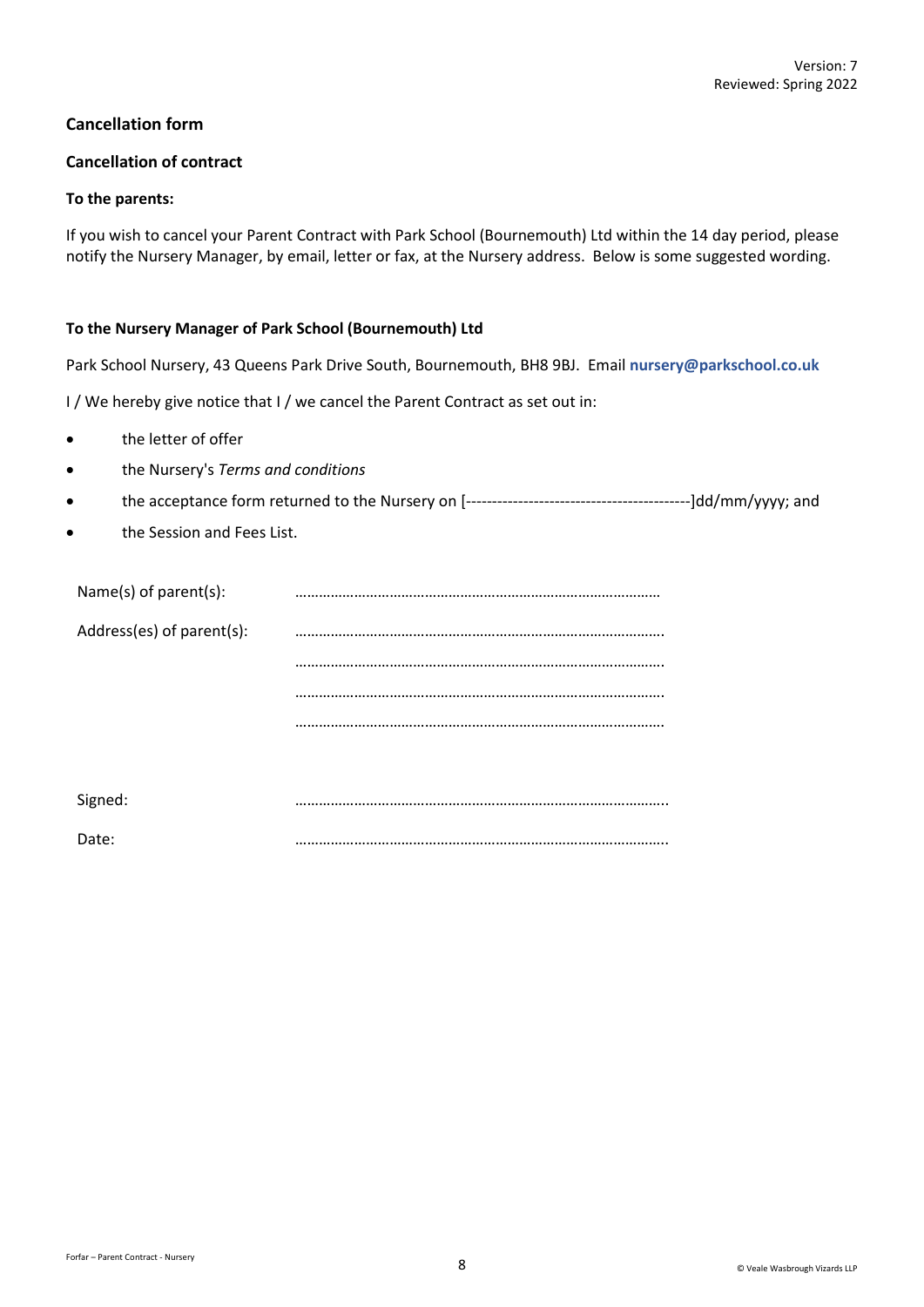**Cancellation form**

**Cancellation of contract**

**To the parents:**

If you wish to cancel your Parent Contract with Park School (Bournemouth) Ltd within the 14 day period, please notify the Nursery Manager, by email, letter or fax, at the Nursery address. Below is some suggested wording.

**To the Nursery Manager of Park School (Bournemouth) Ltd**

Park School Nursery, 43 Queens Park Drive South, Bournemouth, BH8 9BJ. Email **nursery@parkschool.co.uk**

I / We hereby give notice that I / we cancel the Parent Contract as set out in:

- the letter of offer
- the Nursery's *Terms and conditions*
- the acceptance form returned to the Nursery on [------------------------------------------]dd/mm/yyyy; and
- the Session and Fees List.

| | |
|---|---|
| Name(s) of parent(s): | ………………………………………………………………………………… |
| Address(es) of parent(s): | ………………………………………………………………………………… |
| | ………………………………………………………………………………… |
| | ………………………………………………………………………………… |
| | ………………………………………………………………………………… |
| Signed: | ………………………………………………………………………………… |
| Date: | ………………………………………………………………………………… |